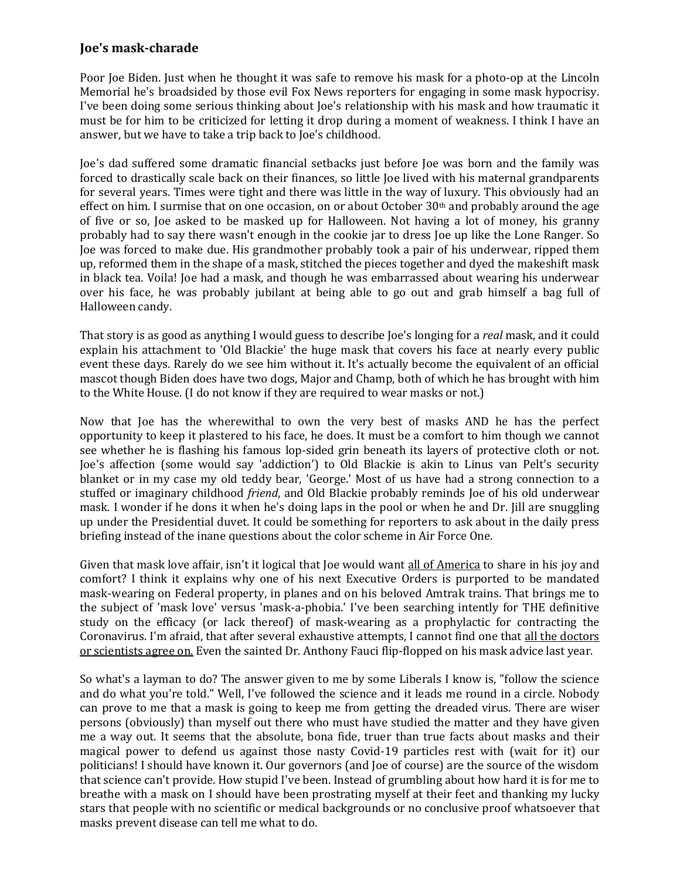### Joe's mask-charade

Poor Joe Biden. Just when he thought it was safe to remove his mask for a photo-op at the Lincoln Memorial he's broadsided by those evil Fox News reporters for engaging in some mask hypocrisy. I've been doing some serious thinking about Joe's relationship with his mask and how traumatic it must be for him to be criticized for letting it drop during a moment of weakness. I think I have an answer, but we have to take a trip back to Joe's childhood.

Joe's dad suffered some dramatic financial setbacks just before Joe was born and the family was forced to drastically scale back on their finances, so little Joe lived with his maternal grandparents for several years. Times were tight and there was little in the way of luxury. This obviously had an effect on him. I surmise that on one occasion, on or about October 30th and probably around the age of five or so, Joe asked to be masked up for Halloween. Not having a lot of money, his granny probably had to say there wasn't enough in the cookie jar to dress Joe up like the Lone Ranger. So Joe was forced to make due. His grandmother probably took a pair of his underwear, ripped them up, reformed them in the shape of a mask, stitched the pieces together and dyed the makeshift mask in black tea. Voila! Joe had a mask, and though he was embarrassed about wearing his underwear over his face, he was probably jubilant at being able to go out and grab himself a bag full of Halloween candy.

That story is as good as anything I would guess to describe Joe's longing for a *real* mask, and it could explain his attachment to 'Old Blackie' the huge mask that covers his face at nearly every public event these days. Rarely do we see him without it. It's actually become the equivalent of an official mascot though Biden does have two dogs, Major and Champ, both of which he has brought with him to the White House. (I do not know if they are required to wear masks or not.)

Now that Joe has the wherewithal to own the very best of masks AND he has the perfect opportunity to keep it plastered to his face, he does. It must be a comfort to him though we cannot see whether he is flashing his famous lop-sided grin beneath its layers of protective cloth or not. Joe's affection (some would say 'addiction') to Old Blackie is akin to Linus van Pelt's security blanket or in my case my old teddy bear, 'George.' Most of us have had a strong connection to a stuffed or imaginary childhood *friend*, and Old Blackie probably reminds Joe of his old underwear mask. I wonder if he dons it when he's doing laps in the pool or when he and Dr. Jill are snuggling up under the Presidential duvet. It could be something for reporters to ask about in the daily press briefing instead of the inane questions about the color scheme in Air Force One.

Given that mask love affair, isn't it logical that Joe would want <u>all of America</u> to share in his joy and comfort? I think it explains why one of his next Executive Orders is purported to be mandated mask-wearing on Federal property, in planes and on his beloved Amtrak trains. That brings me to the subject of 'mask love' versus 'mask-a-phobia.' I've been searching intently for THE definitive study on the efficacy (or lack thereof) of mask-wearing as a prophylactic for contracting the Coronavirus. I'm afraid, that after several exhaustive attempts, I cannot find one that <u>all the doctors or scientists agree on.</u> Even the sainted Dr. Anthony Fauci flip-flopped on his mask advice last year.

So what's a layman to do? The answer given to me by some Liberals I know is, "follow the science and do what you're told." Well, I've followed the science and it leads me round in a circle. Nobody can prove to me that a mask is going to keep me from getting the dreaded virus. There are wiser persons (obviously) than myself out there who must have studied the matter and they have given me a way out. It seems that the absolute, bona fide, truer than true facts about masks and their magical power to defend us against those nasty Covid-19 particles rest with (wait for it) our politicians! I should have known it. Our governors (and Joe of course) are the source of the wisdom that science can't provide. How stupid I've been. Instead of grumbling about how hard it is for me to breathe with a mask on I should have been prostrating myself at their feet and thanking my lucky stars that people with no scientific or medical backgrounds or no conclusive proof whatsoever that masks prevent disease can tell me what to do.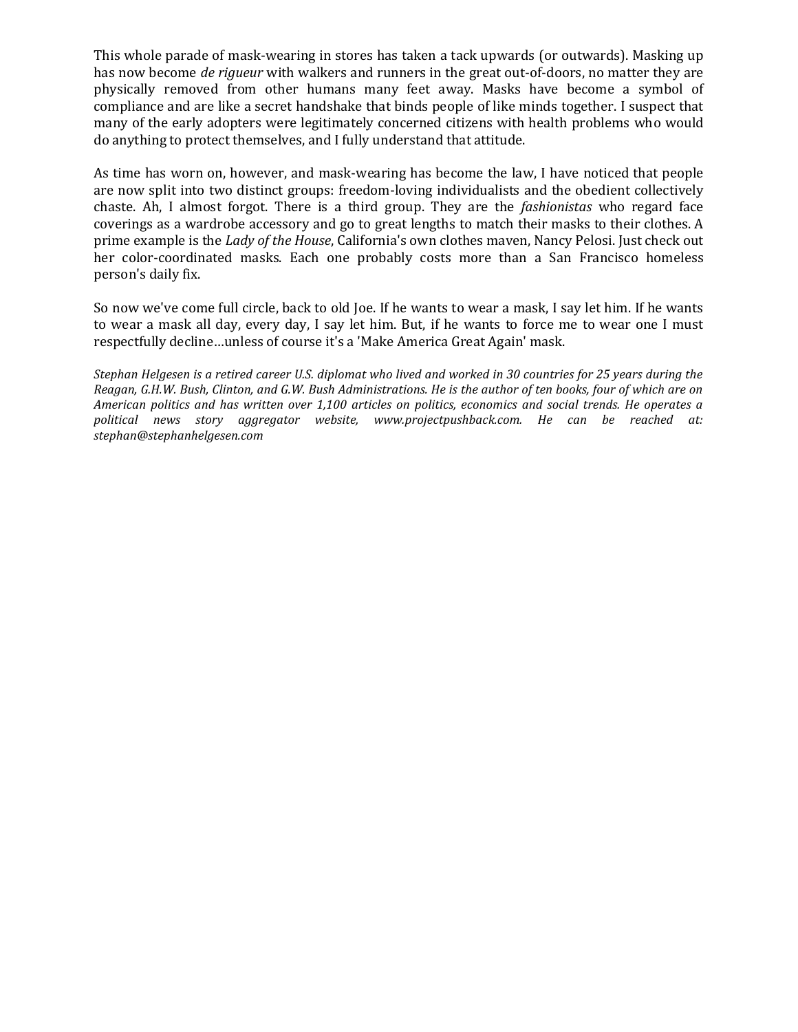This whole parade of mask-wearing in stores has taken a tack upwards (or outwards). Masking up has now become *de rigueur* with walkers and runners in the great out-of-doors, no matter they are physically removed from other humans many feet away. Masks have become a symbol of compliance and are like a secret handshake that binds people of like minds together. I suspect that many of the early adopters were legitimately concerned citizens with health problems who would do anything to protect themselves, and I fully understand that attitude.

As time has worn on, however, and mask-wearing has become the law, I have noticed that people are now split into two distinct groups: freedom-loving individualists and the obedient collectively chaste. Ah, I almost forgot. There is a third group. They are the *fashionistas* who regard face coverings as a wardrobe accessory and go to great lengths to match their masks to their clothes. A prime example is the *Lady of the House*, California's own clothes maven, Nancy Pelosi. Just check out her color-coordinated masks. Each one probably costs more than a San Francisco homeless person's daily fix.

So now we've come full circle, back to old Joe. If he wants to wear a mask, I say let him. If he wants to wear a mask all day, every day, I say let him. But, if he wants to force me to wear one I must respectfully decline…unless of course it's a 'Make America Great Again' mask.

*Stephan Helgesen is a retired career U.S. diplomat who lived and worked in 30 countries for 25 years during the Reagan, G.H.W. Bush, Clinton, and G.W. Bush Administrations. He is the author of ten books, four of which are on American politics and has written over 1,100 articles on politics, economics and social trends. He operates a political news story aggregator website, www.projectpushback.com. He can be reached at: stephan@stephanhelgesen.com*